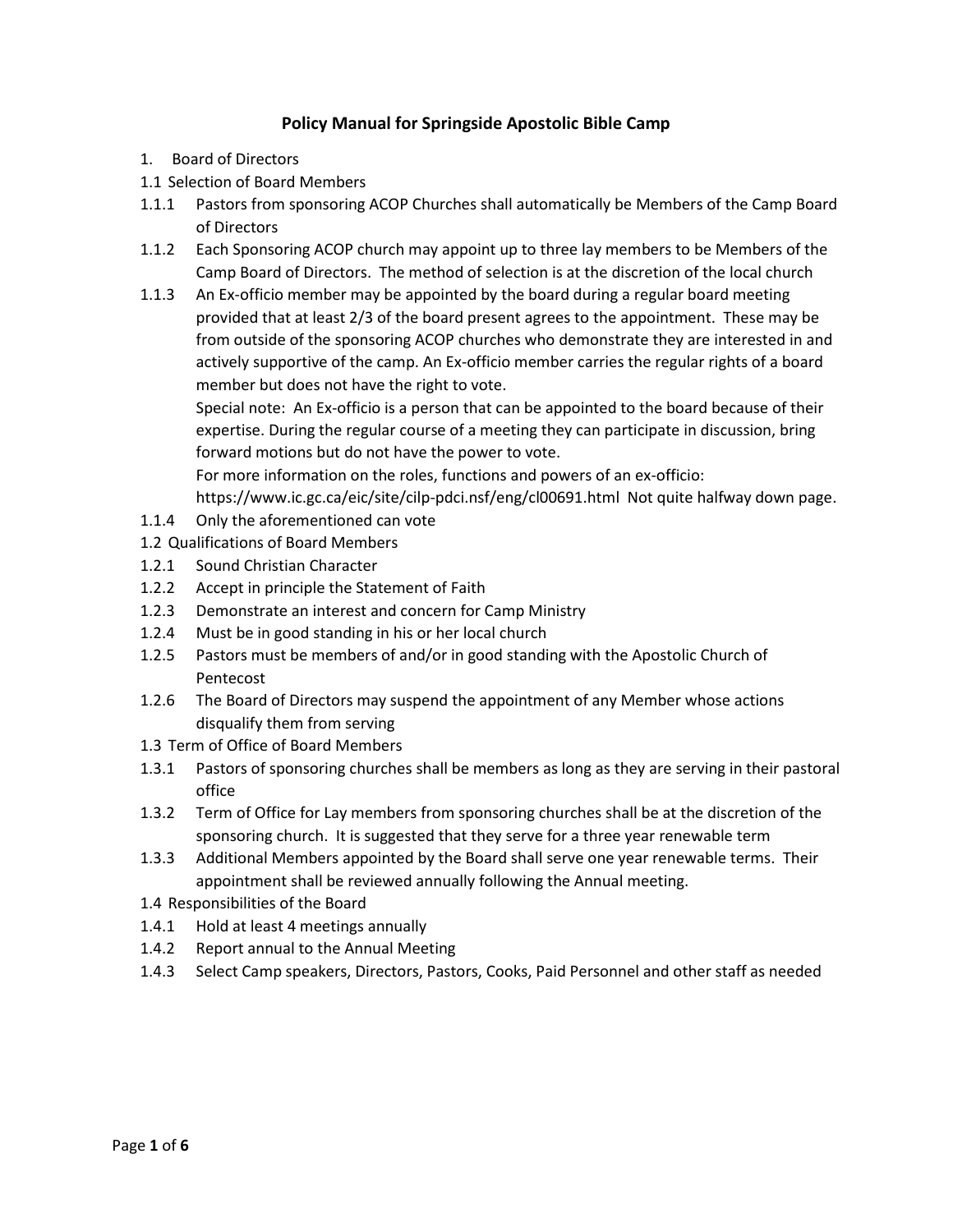# Policy Manual for Springside Apostolic Bible Camp

1. Board of Directors

1.1 Selection of Board Members

1.1.1 Pastors from sponsoring ACOP Churches shall automatically be Members of the Camp Board of Directors

1.1.2 Each Sponsoring ACOP church may appoint up to three lay members to be Members of the Camp Board of Directors. The method of selection is at the discretion of the local church

1.1.3 An Ex-officio member may be appointed by the board during a regular board meeting provided that at least 2/3 of the board present agrees to the appointment. These may be from outside of the sponsoring ACOP churches who demonstrate they are interested in and actively supportive of the camp. An Ex-officio member carries the regular rights of a board member but does not have the right to vote.

Special note: An Ex-officio is a person that can be appointed to the board because of their expertise. During the regular course of a meeting they can participate in discussion, bring forward motions but do not have the power to vote.

For more information on the roles, functions and powers of an ex-officio: https://www.ic.gc.ca/eic/site/cilp-pdci.nsf/eng/cl00691.html Not quite halfway down page.

1.1.4 Only the aforementioned can vote

1.2 Qualifications of Board Members

1.2.1 Sound Christian Character

1.2.2 Accept in principle the Statement of Faith

1.2.3 Demonstrate an interest and concern for Camp Ministry

1.2.4 Must be in good standing in his or her local church

1.2.5 Pastors must be members of and/or in good standing with the Apostolic Church of Pentecost

1.2.6 The Board of Directors may suspend the appointment of any Member whose actions disqualify them from serving

1.3 Term of Office of Board Members

1.3.1 Pastors of sponsoring churches shall be members as long as they are serving in their pastoral office

1.3.2 Term of Office for Lay members from sponsoring churches shall be at the discretion of the sponsoring church. It is suggested that they serve for a three year renewable term

1.3.3 Additional Members appointed by the Board shall serve one year renewable terms. Their appointment shall be reviewed annually following the Annual meeting.

1.4 Responsibilities of the Board

1.4.1 Hold at least 4 meetings annually

1.4.2 Report annual to the Annual Meeting

1.4.3 Select Camp speakers, Directors, Pastors, Cooks, Paid Personnel and other staff as needed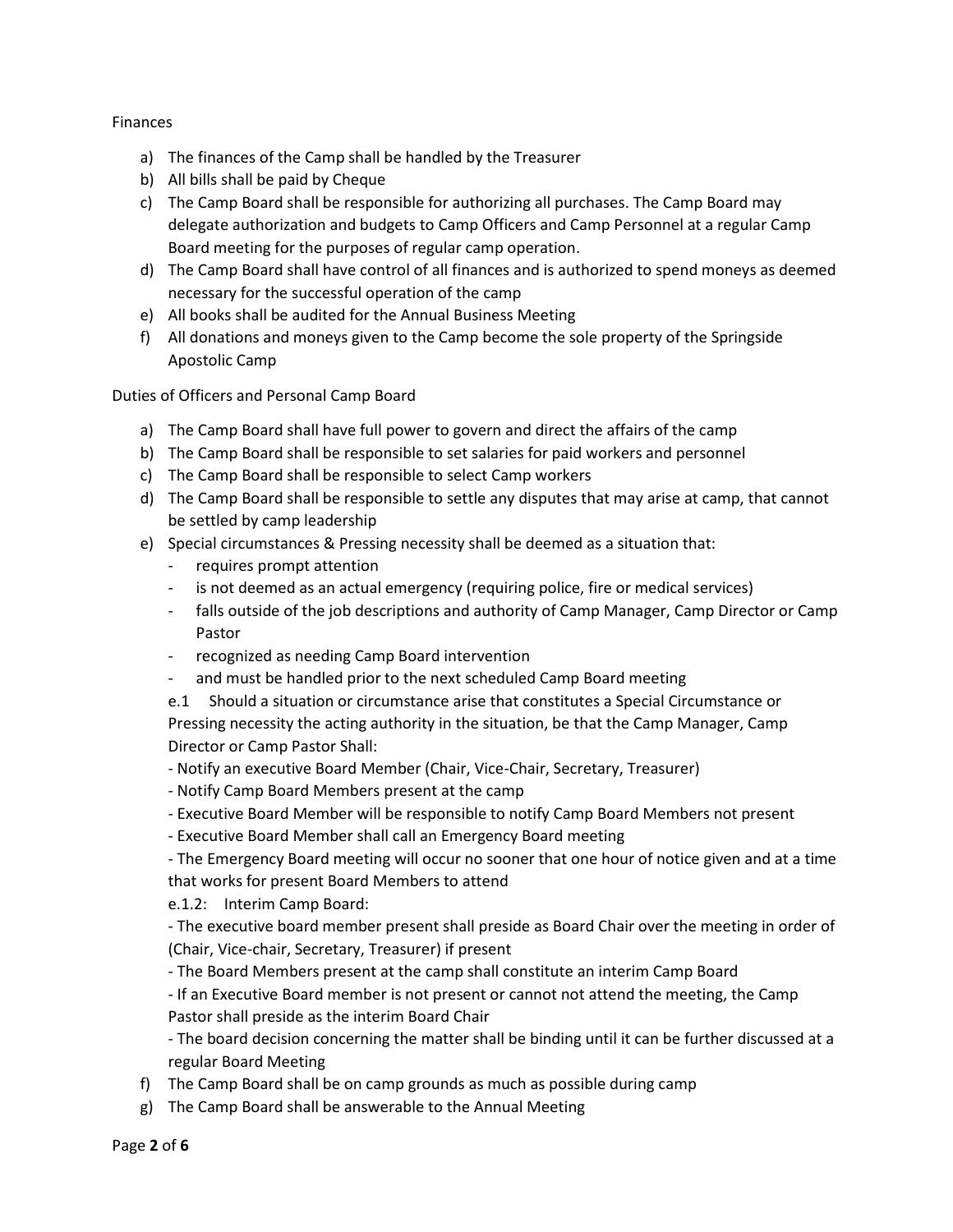## Finances

a) The finances of the Camp shall be handled by the Treasurer
b) All bills shall be paid by Cheque
c) The Camp Board shall be responsible for authorizing all purchases. The Camp Board may delegate authorization and budgets to Camp Officers and Camp Personnel at a regular Camp Board meeting for the purposes of regular camp operation.
d) The Camp Board shall have control of all finances and is authorized to spend moneys as deemed necessary for the successful operation of the camp
e) All books shall be audited for the Annual Business Meeting
f) All donations and moneys given to the Camp become the sole property of the Springside Apostolic Camp

## Duties of Officers and Personal Camp Board

a) The Camp Board shall have full power to govern and direct the affairs of the camp
b) The Camp Board shall be responsible to set salaries for paid workers and personnel
c) The Camp Board shall be responsible to select Camp workers
d) The Camp Board shall be responsible to settle any disputes that may arise at camp, that cannot be settled by camp leadership
e) Special circumstances & Pressing necessity shall be deemed as a situation that:
   - requires prompt attention
   - is not deemed as an actual emergency (requiring police, fire or medical services)
   - falls outside of the job descriptions and authority of Camp Manager, Camp Director or Camp Pastor
   - recognized as needing Camp Board intervention
   - and must be handled prior to the next scheduled Camp Board meeting

   e.1 Should a situation or circumstance arise that constitutes a Special Circumstance or Pressing necessity the acting authority in the situation, be that the Camp Manager, Camp Director or Camp Pastor Shall:

   - Notify an executive Board Member (Chair, Vice-Chair, Secretary, Treasurer)
   - Notify Camp Board Members present at the camp
   - Executive Board Member will be responsible to notify Camp Board Members not present
   - Executive Board Member shall call an Emergency Board meeting
   - The Emergency Board meeting will occur no sooner that one hour of notice given and at a time that works for present Board Members to attend

   e.1.2: Interim Camp Board:

   - The executive board member present shall preside as Board Chair over the meeting in order of (Chair, Vice-chair, Secretary, Treasurer) if present
   - The Board Members present at the camp shall constitute an interim Camp Board
   - If an Executive Board member is not present or cannot not attend the meeting, the Camp Pastor shall preside as the interim Board Chair
   - The board decision concerning the matter shall be binding until it can be further discussed at a regular Board Meeting

f) The Camp Board shall be on camp grounds as much as possible during camp
g) The Camp Board shall be answerable to the Annual Meeting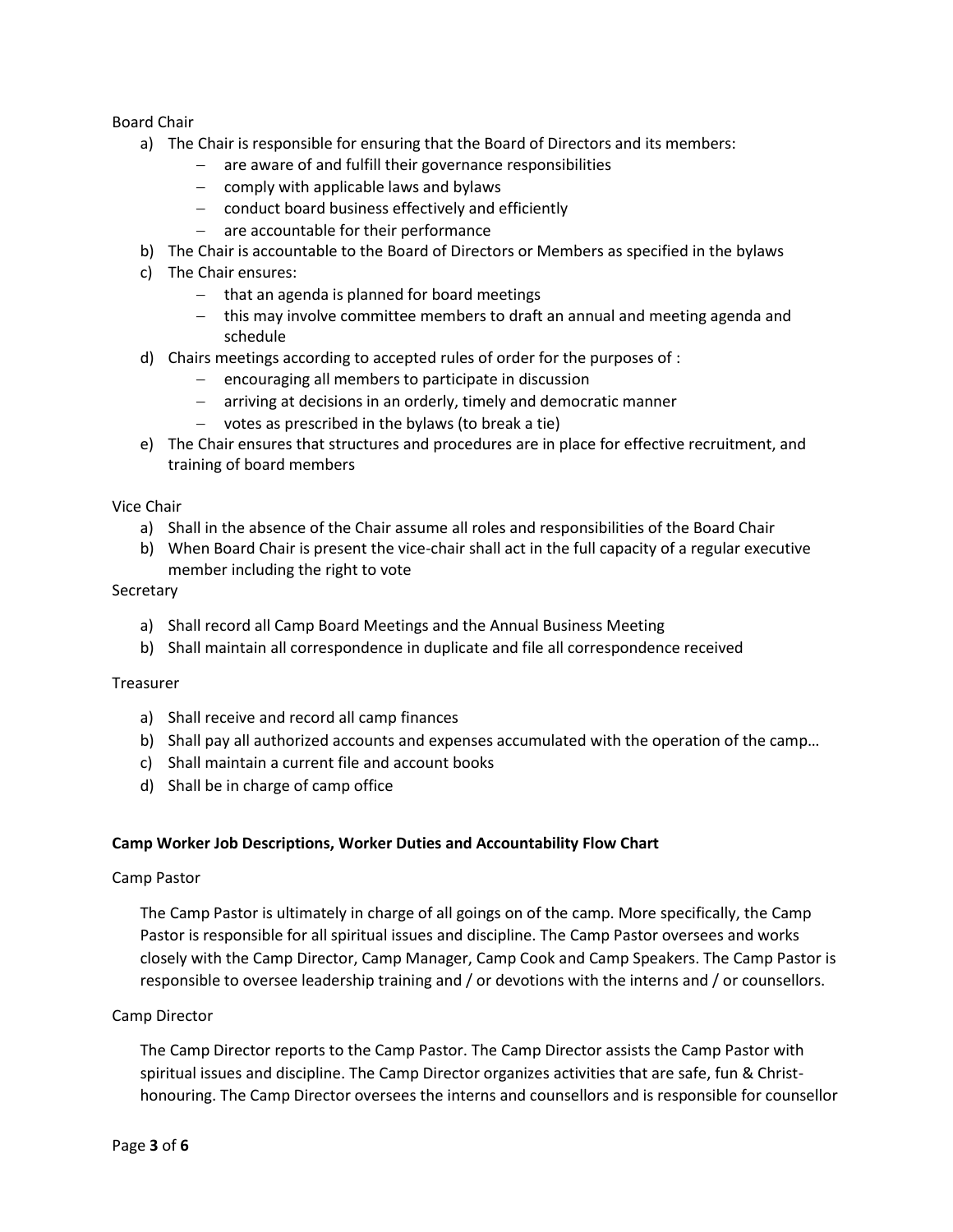Board Chair

a) The Chair is responsible for ensuring that the Board of Directors and its members:
   - are aware of and fulfill their governance responsibilities
   - comply with applicable laws and bylaws
   - conduct board business effectively and efficiently
   - are accountable for their performance
b) The Chair is accountable to the Board of Directors or Members as specified in the bylaws
c) The Chair ensures:
   - that an agenda is planned for board meetings
   - this may involve committee members to draft an annual and meeting agenda and schedule
d) Chairs meetings according to accepted rules of order for the purposes of :
   - encouraging all members to participate in discussion
   - arriving at decisions in an orderly, timely and democratic manner
   - votes as prescribed in the bylaws (to break a tie)
e) The Chair ensures that structures and procedures are in place for effective recruitment, and training of board members

Vice Chair

a) Shall in the absence of the Chair assume all roles and responsibilities of the Board Chair
b) When Board Chair is present the vice-chair shall act in the full capacity of a regular executive member including the right to vote

Secretary

a) Shall record all Camp Board Meetings and the Annual Business Meeting
b) Shall maintain all correspondence in duplicate and file all correspondence received

Treasurer

a) Shall receive and record all camp finances
b) Shall pay all authorized accounts and expenses accumulated with the operation of the camp…
c) Shall maintain a current file and account books
d) Shall be in charge of camp office

**Camp Worker Job Descriptions, Worker Duties and Accountability Flow Chart**

Camp Pastor

The Camp Pastor is ultimately in charge of all goings on of the camp. More specifically, the Camp Pastor is responsible for all spiritual issues and discipline. The Camp Pastor oversees and works closely with the Camp Director, Camp Manager, Camp Cook and Camp Speakers. The Camp Pastor is responsible to oversee leadership training and / or devotions with the interns and / or counsellors.

Camp Director

The Camp Director reports to the Camp Pastor. The Camp Director assists the Camp Pastor with spiritual issues and discipline. The Camp Director organizes activities that are safe, fun & Christ-honouring. The Camp Director oversees the interns and counsellors and is responsible for counsellor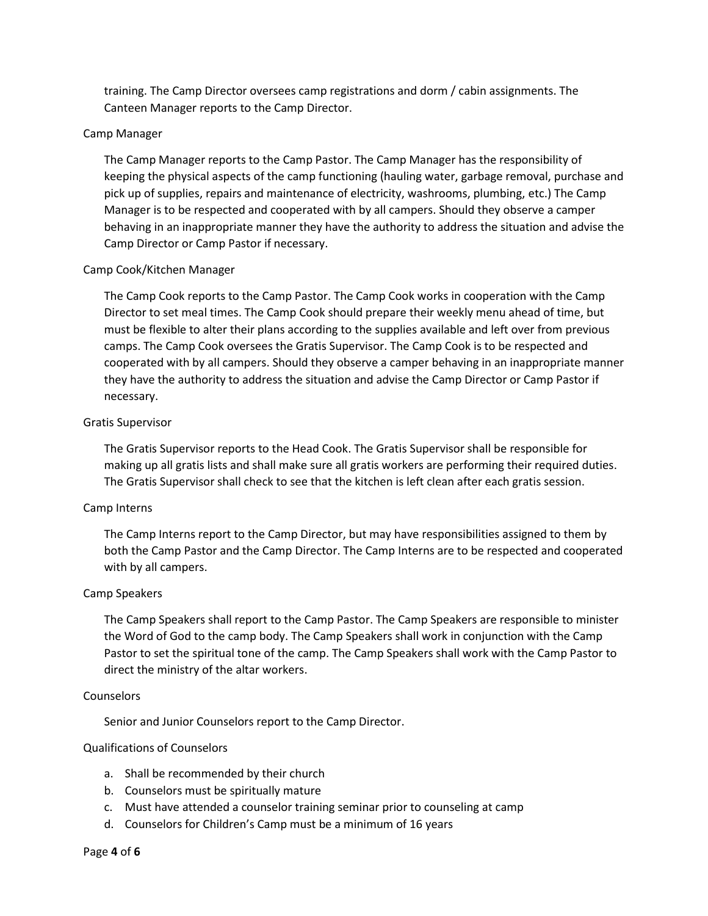training. The Camp Director oversees camp registrations and dorm / cabin assignments. The Canteen Manager reports to the Camp Director.

### Camp Manager

The Camp Manager reports to the Camp Pastor. The Camp Manager has the responsibility of keeping the physical aspects of the camp functioning (hauling water, garbage removal, purchase and pick up of supplies, repairs and maintenance of electricity, washrooms, plumbing, etc.) The Camp Manager is to be respected and cooperated with by all campers. Should they observe a camper behaving in an inappropriate manner they have the authority to address the situation and advise the Camp Director or Camp Pastor if necessary.

### Camp Cook/Kitchen Manager

The Camp Cook reports to the Camp Pastor. The Camp Cook works in cooperation with the Camp Director to set meal times. The Camp Cook should prepare their weekly menu ahead of time, but must be flexible to alter their plans according to the supplies available and left over from previous camps. The Camp Cook oversees the Gratis Supervisor. The Camp Cook is to be respected and cooperated with by all campers. Should they observe a camper behaving in an inappropriate manner they have the authority to address the situation and advise the Camp Director or Camp Pastor if necessary.

### Gratis Supervisor

The Gratis Supervisor reports to the Head Cook. The Gratis Supervisor shall be responsible for making up all gratis lists and shall make sure all gratis workers are performing their required duties. The Gratis Supervisor shall check to see that the kitchen is left clean after each gratis session.

### Camp Interns

The Camp Interns report to the Camp Director, but may have responsibilities assigned to them by both the Camp Pastor and the Camp Director. The Camp Interns are to be respected and cooperated with by all campers.

### Camp Speakers

The Camp Speakers shall report to the Camp Pastor. The Camp Speakers are responsible to minister the Word of God to the camp body. The Camp Speakers shall work in conjunction with the Camp Pastor to set the spiritual tone of the camp. The Camp Speakers shall work with the Camp Pastor to direct the ministry of the altar workers.

### Counselors

Senior and Junior Counselors report to the Camp Director.

### Qualifications of Counselors

a. Shall be recommended by their church
b. Counselors must be spiritually mature
c. Must have attended a counselor training seminar prior to counseling at camp
d. Counselors for Children's Camp must be a minimum of 16 years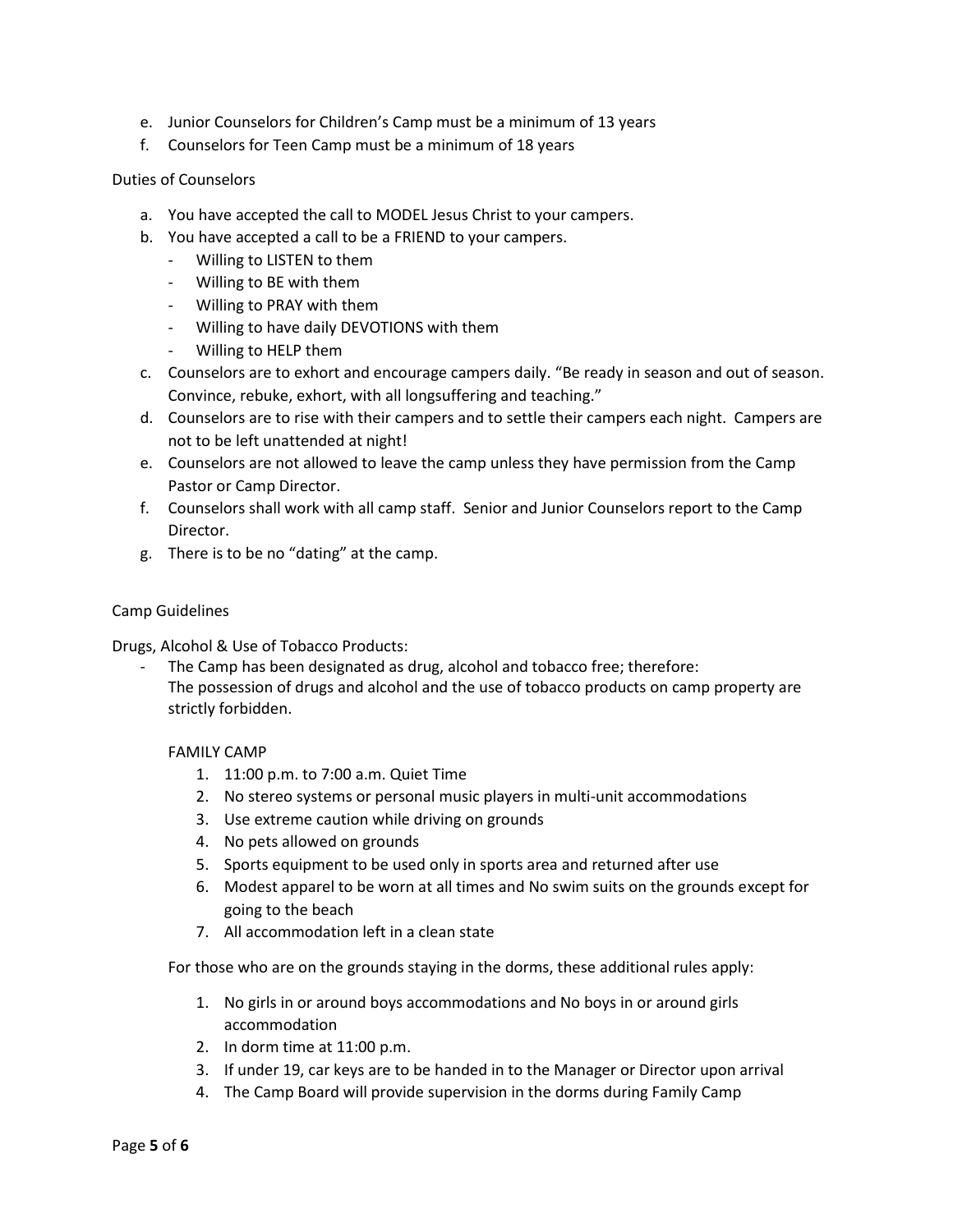e. Junior Counselors for Children's Camp must be a minimum of 13 years
f. Counselors for Teen Camp must be a minimum of 18 years

Duties of Counselors

a. You have accepted the call to MODEL Jesus Christ to your campers.
b. You have accepted a call to be a FRIEND to your campers.
   - Willing to LISTEN to them
   - Willing to BE with them
   - Willing to PRAY with them
   - Willing to have daily DEVOTIONS with them
   - Willing to HELP them
c. Counselors are to exhort and encourage campers daily. "Be ready in season and out of season. Convince, rebuke, exhort, with all longsuffering and teaching."
d. Counselors are to rise with their campers and to settle their campers each night. Campers are not to be left unattended at night!
e. Counselors are not allowed to leave the camp unless they have permission from the Camp Pastor or Camp Director.
f. Counselors shall work with all camp staff. Senior and Junior Counselors report to the Camp Director.
g. There is to be no "dating" at the camp.

Camp Guidelines

Drugs, Alcohol & Use of Tobacco Products:

- The Camp has been designated as drug, alcohol and tobacco free; therefore:
  The possession of drugs and alcohol and the use of tobacco products on camp property are strictly forbidden.

  FAMILY CAMP

  1. 11:00 p.m. to 7:00 a.m. Quiet Time
  2. No stereo systems or personal music players in multi-unit accommodations
  3. Use extreme caution while driving on grounds
  4. No pets allowed on grounds
  5. Sports equipment to be used only in sports area and returned after use
  6. Modest apparel to be worn at all times and No swim suits on the grounds except for going to the beach
  7. All accommodation left in a clean state

  For those who are on the grounds staying in the dorms, these additional rules apply:

  1. No girls in or around boys accommodations and No boys in or around girls accommodation
  2. In dorm time at 11:00 p.m.
  3. If under 19, car keys are to be handed in to the Manager or Director upon arrival
  4. The Camp Board will provide supervision in the dorms during Family Camp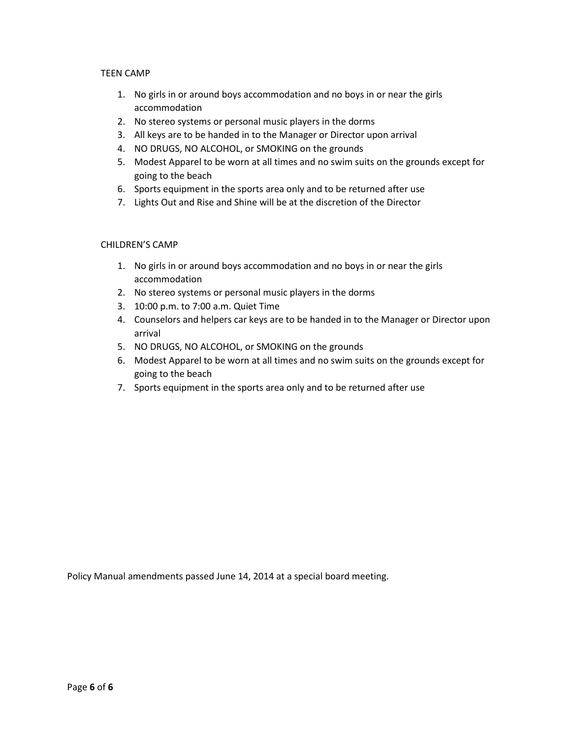TEEN CAMP

1. No girls in or around boys accommodation and no boys in or near the girls accommodation
2. No stereo systems or personal music players in the dorms
3. All keys are to be handed in to the Manager or Director upon arrival
4. NO DRUGS, NO ALCOHOL, or SMOKING on the grounds
5. Modest Apparel to be worn at all times and no swim suits on the grounds except for going to the beach
6. Sports equipment in the sports area only and to be returned after use
7. Lights Out and Rise and Shine will be at the discretion of the Director

CHILDREN'S CAMP

1. No girls in or around boys accommodation and no boys in or near the girls accommodation
2. No stereo systems or personal music players in the dorms
3. 10:00 p.m. to 7:00 a.m. Quiet Time
4. Counselors and helpers car keys are to be handed in to the Manager or Director upon arrival
5. NO DRUGS, NO ALCOHOL, or SMOKING on the grounds
6. Modest Apparel to be worn at all times and no swim suits on the grounds except for going to the beach
7. Sports equipment in the sports area only and to be returned after use

Policy Manual amendments passed June 14, 2014 at a special board meeting.